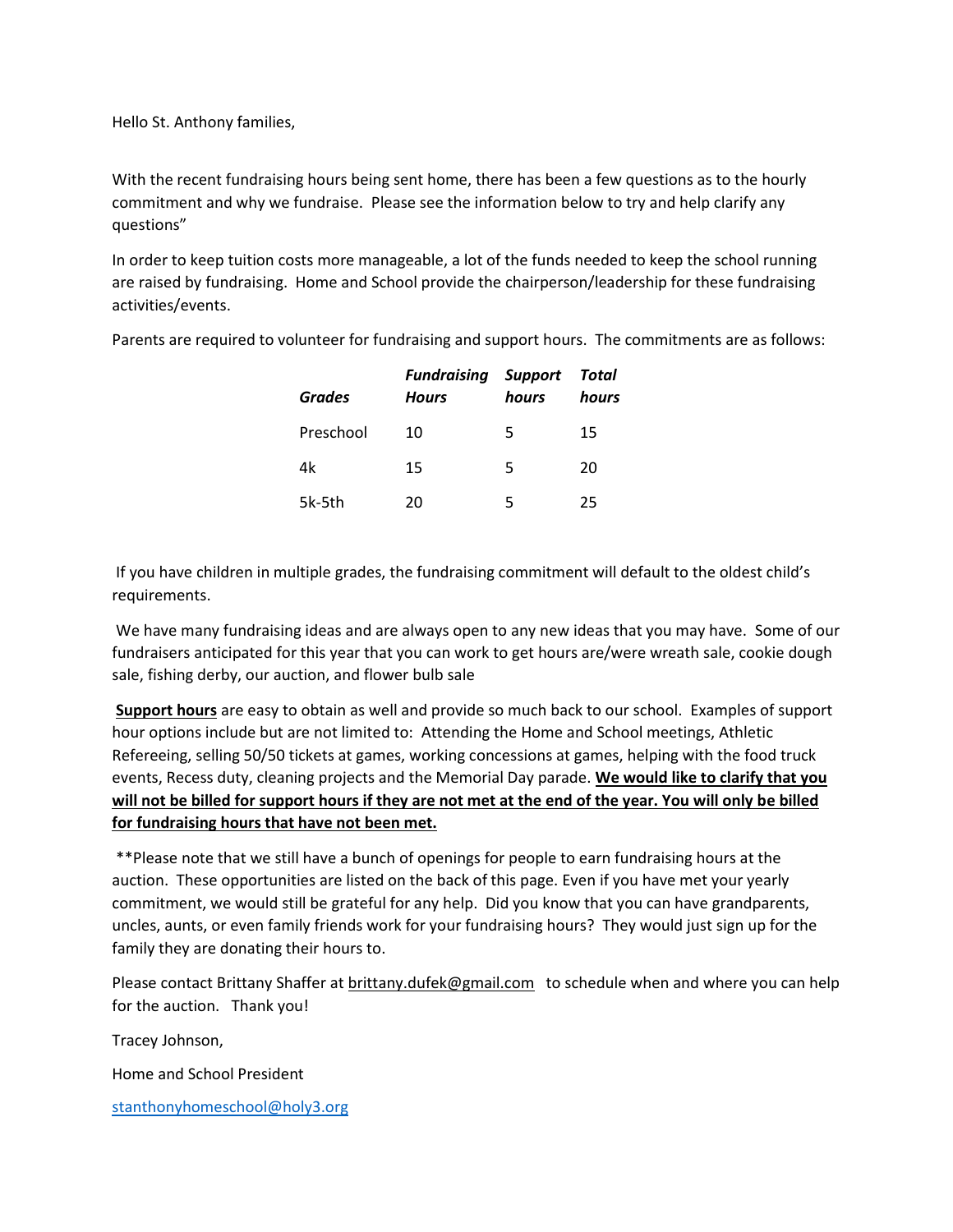Hello St. Anthony families,

With the recent fundraising hours being sent home, there has been a few questions as to the hourly commitment and why we fundraise. Please see the information below to try and help clarify any questions"

In order to keep tuition costs more manageable, a lot of the funds needed to keep the school running are raised by fundraising. Home and School provide the chairperson/leadership for these fundraising activities/events.

Parents are required to volunteer for fundraising and support hours. The commitments are as follows:

| ***Grades*** | ***Fundraising Hours*** | ***Support hours*** | ***Total hours*** |
|---|---|---|---|
| Preschool | 10 | 5 | 15 |
| 4k | 15 | 5 | 20 |
| 5k-5th | 20 | 5 | 25 |

If you have children in multiple grades, the fundraising commitment will default to the oldest child's requirements.

We have many fundraising ideas and are always open to any new ideas that you may have. Some of our fundraisers anticipated for this year that you can work to get hours are/were wreath sale, cookie dough sale, fishing derby, our auction, and flower bulb sale

**<u>Support hours</u>** are easy to obtain as well and provide so much back to our school. Examples of support hour options include but are not limited to: Attending the Home and School meetings, Athletic Refereeing, selling 50/50 tickets at games, working concessions at games, helping with the food truck events, Recess duty, cleaning projects and the Memorial Day parade. **<u>We would like to clarify that you will not be billed for support hours if they are not met at the end of the year. You will only be billed for fundraising hours that have not been met.</u>**

**Please note that we still have a bunch of openings for people to earn fundraising hours at the auction. These opportunities are listed on the back of this page. Even if you have met your yearly commitment, we would still be grateful for any help. Did you know that you can have grandparents, uncles, aunts, or even family friends work for your fundraising hours? They would just sign up for the family they are donating their hours to.

Please contact Brittany Shaffer at brittany.dufek@gmail.com to schedule when and where you can help for the auction. Thank you!

Tracey Johnson,

Home and School President

stanthonyhomeschool@holy3.org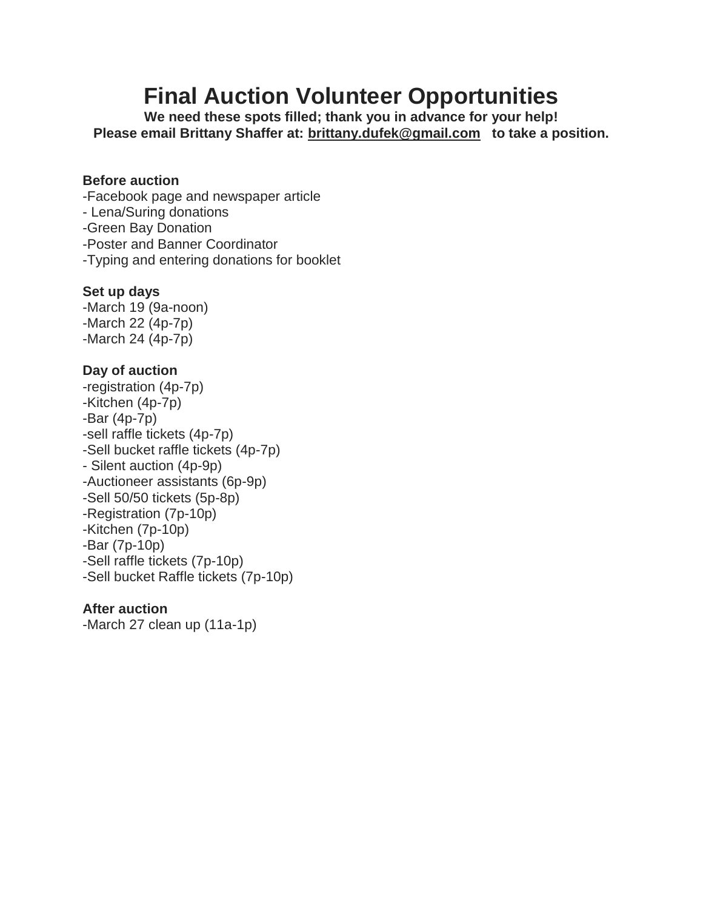# Final Auction Volunteer Opportunities

**We need these spots filled; thank you in advance for your help!**
**Please email Brittany Shaffer at: brittany.dufek@gmail.com to take a position.**

**Before auction**

-Facebook page and newspaper article
- Lena/Suring donations
-Green Bay Donation
-Poster and Banner Coordinator
-Typing and entering donations for booklet

**Set up days**

-March 19 (9a-noon)
-March 22 (4p-7p)
-March 24 (4p-7p)

**Day of auction**

-registration (4p-7p)
-Kitchen (4p-7p)
-Bar (4p-7p)
-sell raffle tickets (4p-7p)
-Sell bucket raffle tickets (4p-7p)
- Silent auction (4p-9p)
-Auctioneer assistants (6p-9p)
-Sell 50/50 tickets (5p-8p)
-Registration (7p-10p)
-Kitchen (7p-10p)
-Bar (7p-10p)
-Sell raffle tickets (7p-10p)
-Sell bucket Raffle tickets (7p-10p)

**After auction**

-March 27 clean up (11a-1p)